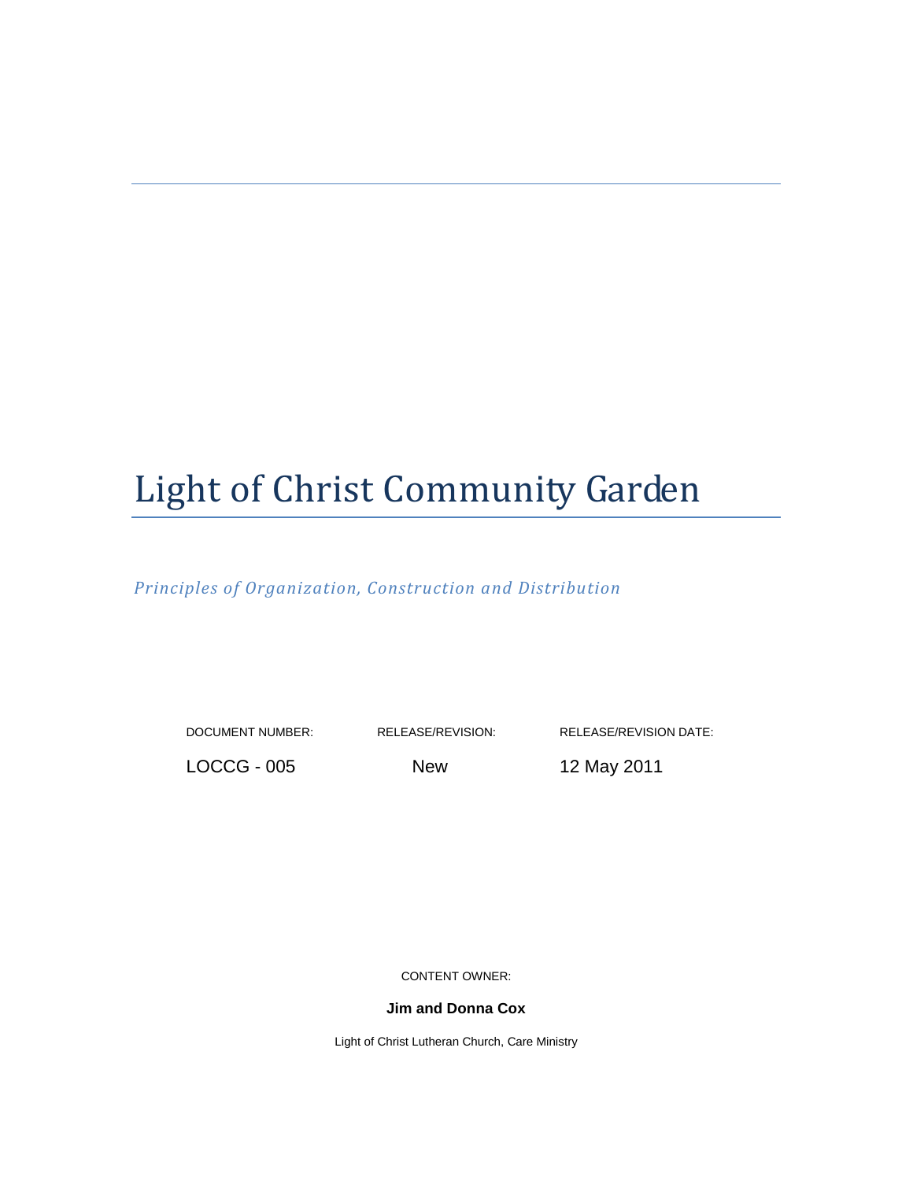# Light of Christ Community Garden

*Principles of Organization, Construction and Distribution*

| DOCUMENT NUMBER: | RELEASE/REVISION: | RELEASE/REVISION DATE: |
| --- | --- | --- |
| LOCCG - 005 | New | 12 May 2011 |

CONTENT OWNER:

**Jim and Donna Cox**

Light of Christ Lutheran Church, Care Ministry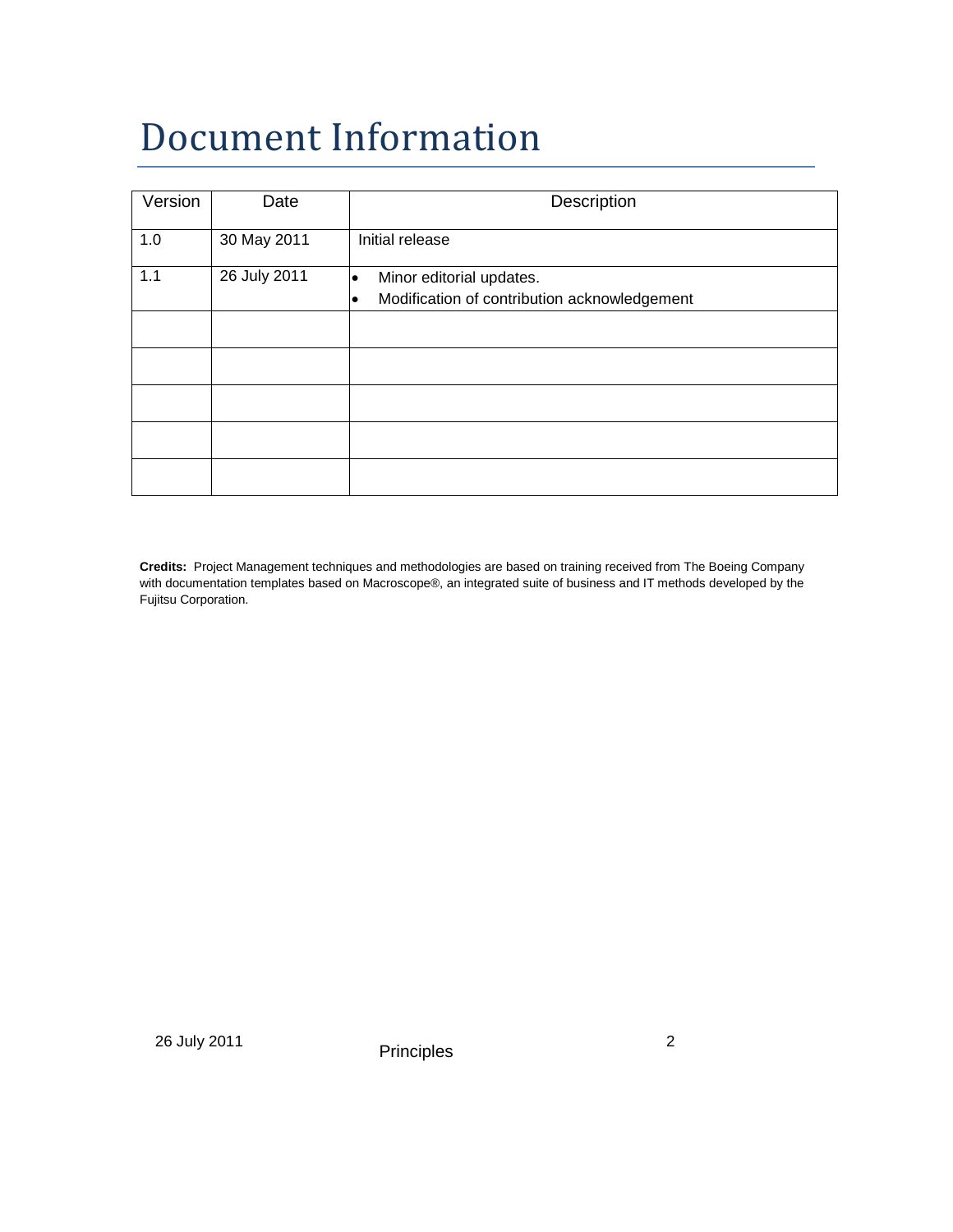# Document Information

| Version | Date | Description |
|---|---|---|
| 1.0 | 30 May 2011 | Initial release |
| 1.1 | 26 July 2011 | • Minor editorial updates.<br>• Modification of contribution acknowledgement |
| | | |
| | | |
| | | |
| | | |
| | | |

**Credits:** Project Management techniques and methodologies are based on training received from The Boeing Company with documentation templates based on Macroscope®, an integrated suite of business and IT methods developed by the Fujitsu Corporation.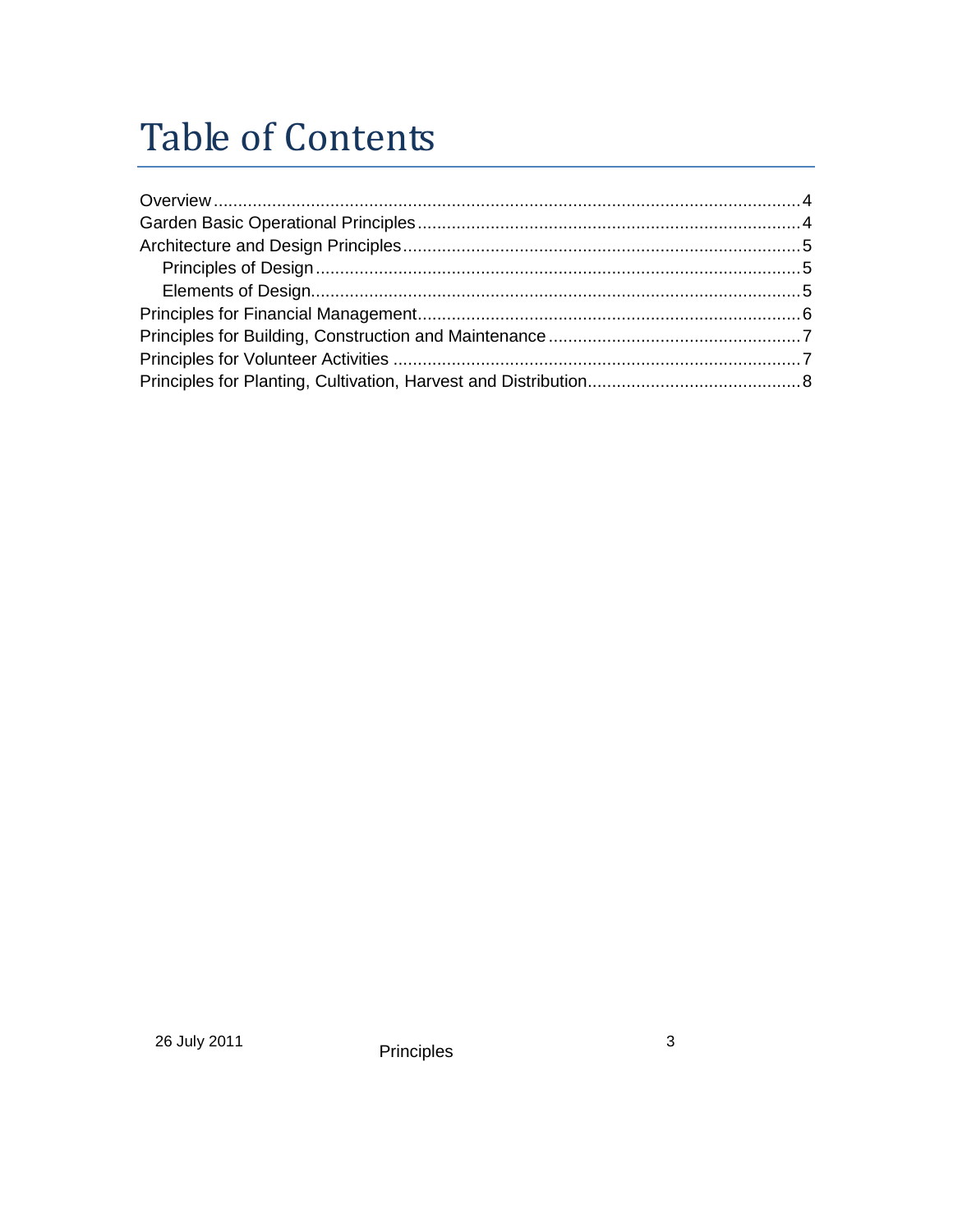# Table of Contents

Overview ........................................................................................................................ 4
Garden Basic Operational Principles ............................................................................. 4
Architecture and Design Principles ................................................................................ 5
    Principles of Design .................................................................................................. 5
    Elements of Design.................................................................................................... 5
Principles for Financial Management.............................................................................. 6
Principles for Building, Construction and Maintenance ................................................... 7
Principles for Volunteer Activities ................................................................................... 7
Principles for Planting, Cultivation, Harvest and Distribution........................................... 8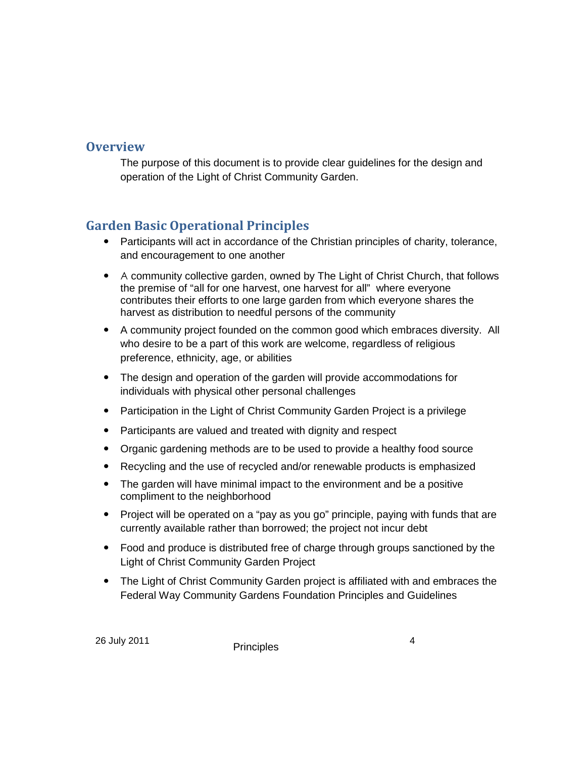## Overview

The purpose of this document is to provide clear guidelines for the design and operation of the Light of Christ Community Garden.

## Garden Basic Operational Principles

- Participants will act in accordance of the Christian principles of charity, tolerance, and encouragement to one another
- A community collective garden, owned by The Light of Christ Church, that follows the premise of "all for one harvest, one harvest for all" where everyone contributes their efforts to one large garden from which everyone shares the harvest as distribution to needful persons of the community
- A community project founded on the common good which embraces diversity. All who desire to be a part of this work are welcome, regardless of religious preference, ethnicity, age, or abilities
- The design and operation of the garden will provide accommodations for individuals with physical other personal challenges
- Participation in the Light of Christ Community Garden Project is a privilege
- Participants are valued and treated with dignity and respect
- Organic gardening methods are to be used to provide a healthy food source
- Recycling and the use of recycled and/or renewable products is emphasized
- The garden will have minimal impact to the environment and be a positive compliment to the neighborhood
- Project will be operated on a "pay as you go" principle, paying with funds that are currently available rather than borrowed; the project not incur debt
- Food and produce is distributed free of charge through groups sanctioned by the Light of Christ Community Garden Project
- The Light of Christ Community Garden project is affiliated with and embraces the Federal Way Community Gardens Foundation Principles and Guidelines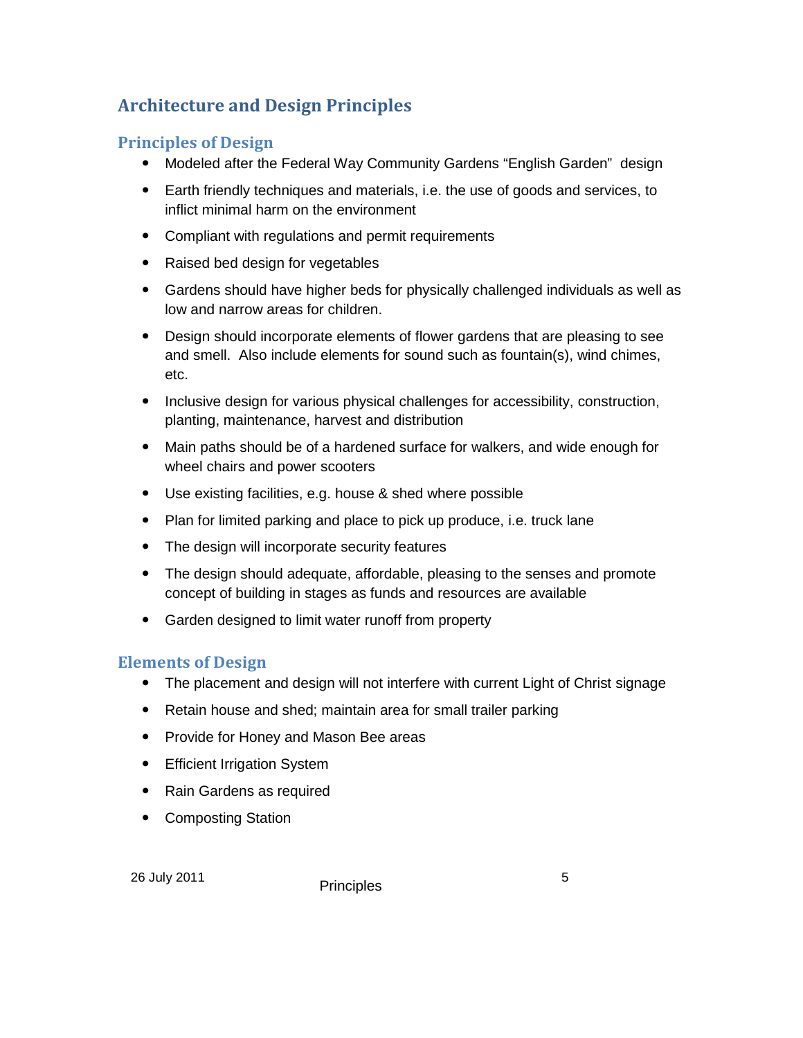# Architecture and Design Principles

## Principles of Design

- Modeled after the Federal Way Community Gardens "English Garden" design
- Earth friendly techniques and materials, i.e. the use of goods and services, to inflict minimal harm on the environment
- Compliant with regulations and permit requirements
- Raised bed design for vegetables
- Gardens should have higher beds for physically challenged individuals as well as low and narrow areas for children.
- Design should incorporate elements of flower gardens that are pleasing to see and smell. Also include elements for sound such as fountain(s), wind chimes, etc.
- Inclusive design for various physical challenges for accessibility, construction, planting, maintenance, harvest and distribution
- Main paths should be of a hardened surface for walkers, and wide enough for wheel chairs and power scooters
- Use existing facilities, e.g. house & shed where possible
- Plan for limited parking and place to pick up produce, i.e. truck lane
- The design will incorporate security features
- The design should adequate, affordable, pleasing to the senses and promote concept of building in stages as funds and resources are available
- Garden designed to limit water runoff from property

## Elements of Design

- The placement and design will not interfere with current Light of Christ signage
- Retain house and shed; maintain area for small trailer parking
- Provide for Honey and Mason Bee areas
- Efficient Irrigation System
- Rain Gardens as required
- Composting Station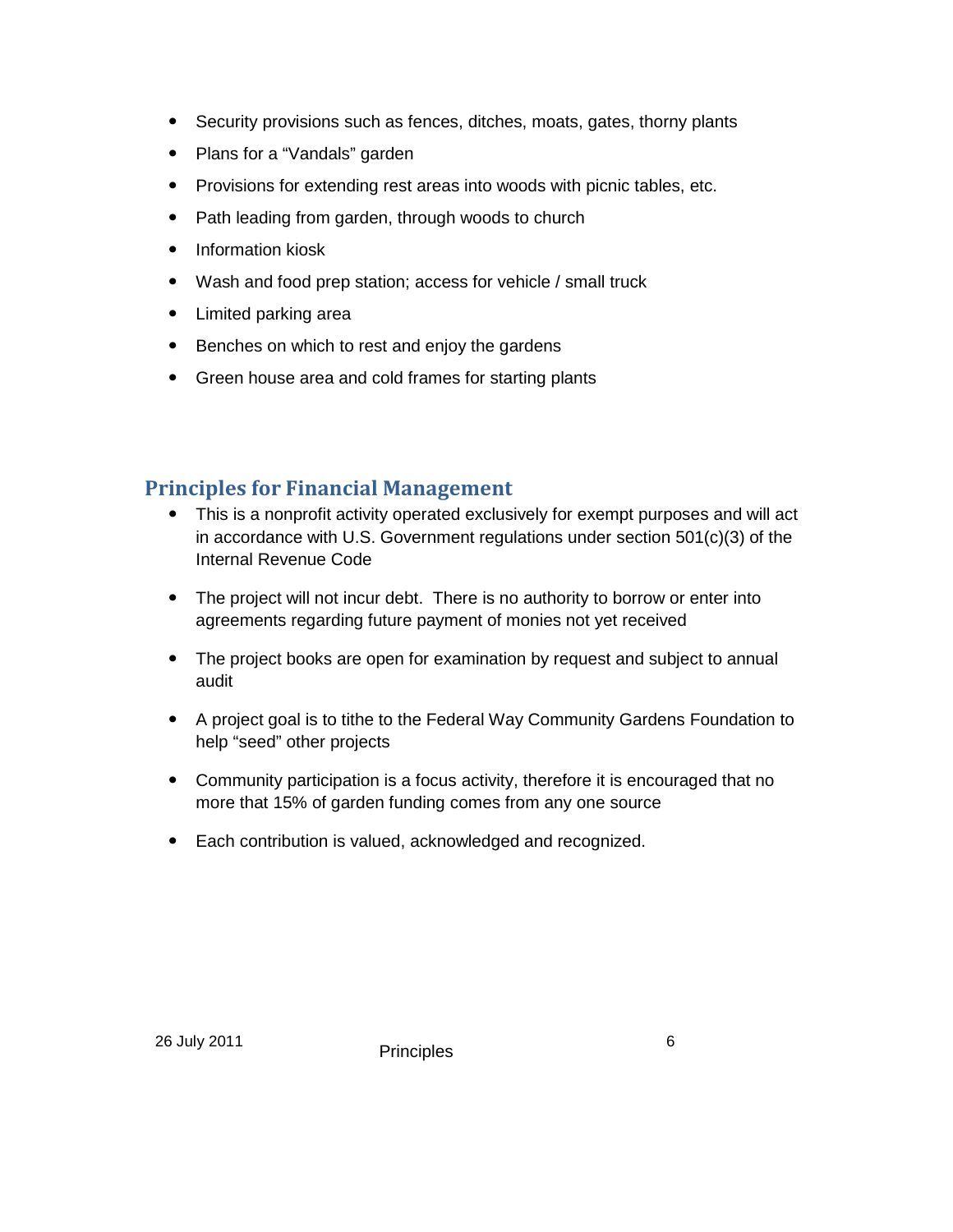- Security provisions such as fences, ditches, moats, gates, thorny plants
- Plans for a “Vandals” garden
- Provisions for extending rest areas into woods with picnic tables, etc.
- Path leading from garden, through woods to church
- Information kiosk
- Wash and food prep station; access for vehicle / small truck
- Limited parking area
- Benches on which to rest and enjoy the gardens
- Green house area and cold frames for starting plants

## Principles for Financial Management

- This is a nonprofit activity operated exclusively for exempt purposes and will act in accordance with U.S. Government regulations under section 501(c)(3) of the Internal Revenue Code
- The project will not incur debt. There is no authority to borrow or enter into agreements regarding future payment of monies not yet received
- The project books are open for examination by request and subject to annual audit
- A project goal is to tithe to the Federal Way Community Gardens Foundation to help “seed” other projects
- Community participation is a focus activity, therefore it is encouraged that no more that 15% of garden funding comes from any one source
- Each contribution is valued, acknowledged and recognized.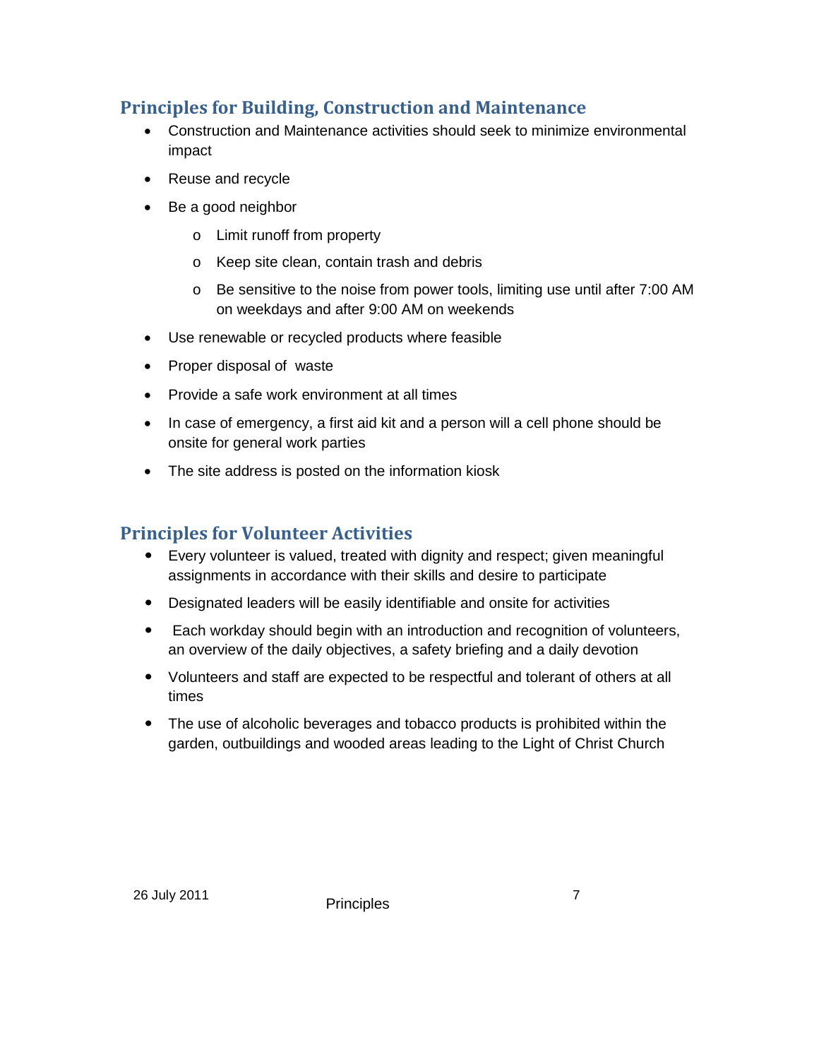## Principles for Building, Construction and Maintenance

- Construction and Maintenance activities should seek to minimize environmental impact
- Reuse and recycle
- Be a good neighbor
  - Limit runoff from property
  - Keep site clean, contain trash and debris
  - Be sensitive to the noise from power tools, limiting use until after 7:00 AM on weekdays and after 9:00 AM on weekends
- Use renewable or recycled products where feasible
- Proper disposal of waste
- Provide a safe work environment at all times
- In case of emergency, a first aid kit and a person will a cell phone should be onsite for general work parties
- The site address is posted on the information kiosk

## Principles for Volunteer Activities

- Every volunteer is valued, treated with dignity and respect; given meaningful assignments in accordance with their skills and desire to participate
- Designated leaders will be easily identifiable and onsite for activities
- Each workday should begin with an introduction and recognition of volunteers, an overview of the daily objectives, a safety briefing and a daily devotion
- Volunteers and staff are expected to be respectful and tolerant of others at all times
- The use of alcoholic beverages and tobacco products is prohibited within the garden, outbuildings and wooded areas leading to the Light of Christ Church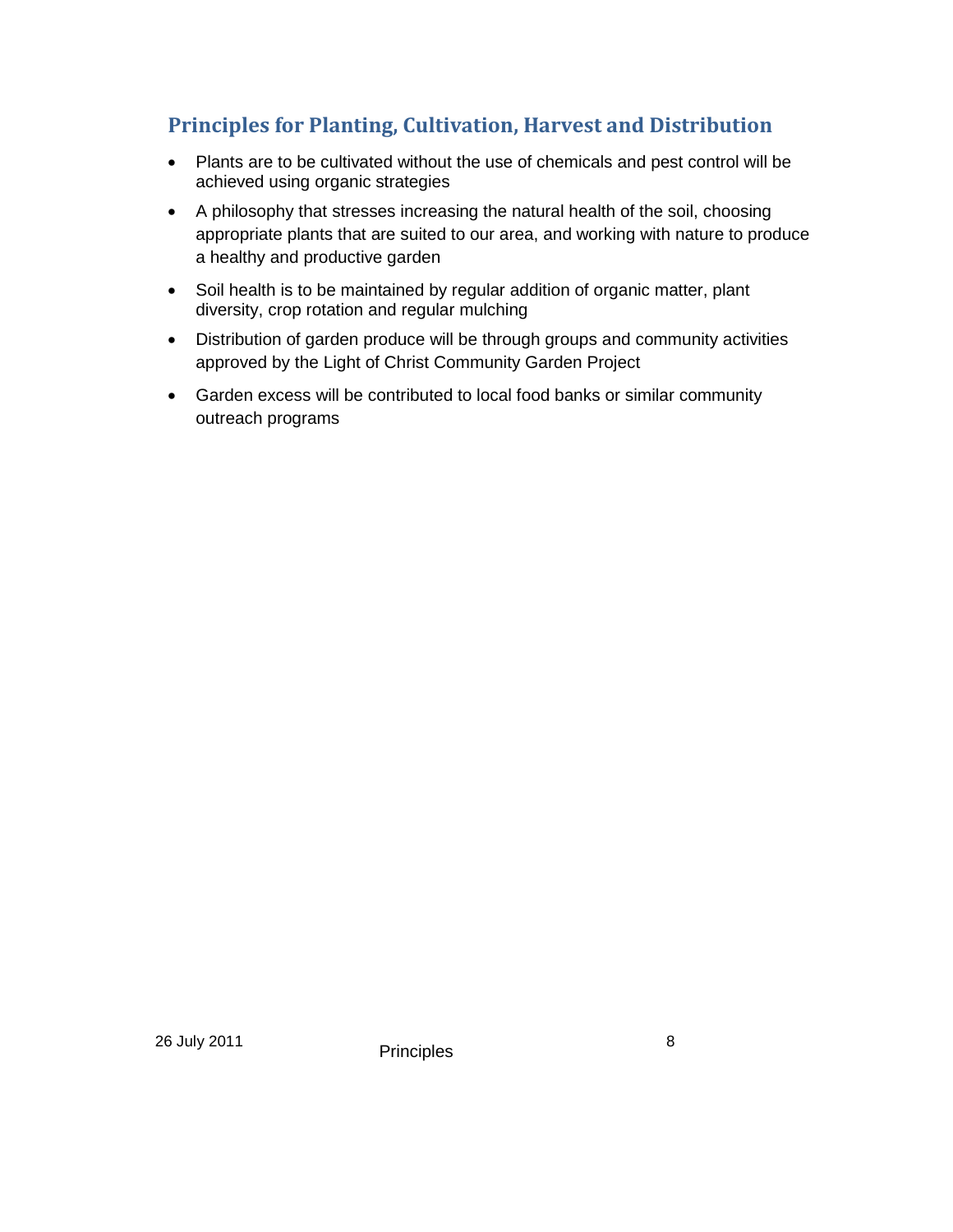## Principles for Planting, Cultivation, Harvest and Distribution

- Plants are to be cultivated without the use of chemicals and pest control will be achieved using organic strategies
- A philosophy that stresses increasing the natural health of the soil, choosing appropriate plants that are suited to our area, and working with nature to produce a healthy and productive garden
- Soil health is to be maintained by regular addition of organic matter, plant diversity, crop rotation and regular mulching
- Distribution of garden produce will be through groups and community activities approved by the Light of Christ Community Garden Project
- Garden excess will be contributed to local food banks or similar community outreach programs